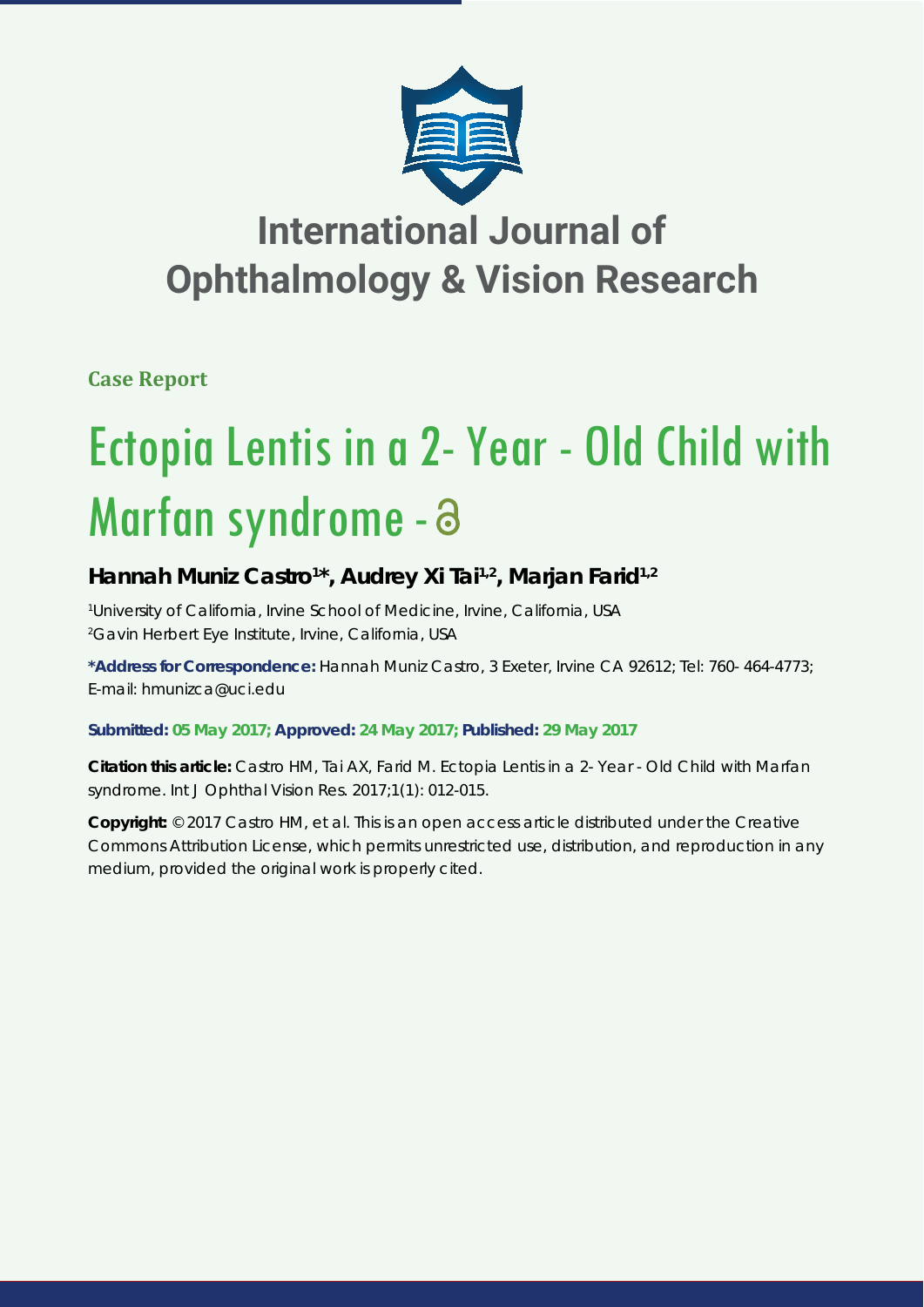# International Journal of Ophthalmology & Vision Research

**Case Report**

# Ectopia Lentis in a 2- Year - Old Child with Marfan syndrome

**Hannah Muniz Castro[1]*, Audrey Xi Tai[1,2], Marjan Farid[1,2]**

[1]University of California, Irvine School of Medicine, Irvine, California, USA
[2]Gavin Herbert Eye Institute, Irvine, California, USA

**\*Address for Correspondence:** Hannah Muniz Castro, 3 Exeter, Irvine CA 92612; Tel: 760- 464-4773; E-mail: hmunizca@uci.edu

**Submitted: 05 May 2017; Approved: 24 May 2017; Published: 29 May 2017**

**Citation this article:** Castro HM, Tai AX, Farid M. Ectopia Lentis in a 2- Year - Old Child with Marfan syndrome. Int J Ophthal Vision Res. 2017;1(1): 012-015.

**Copyright:** © 2017 Castro HM, et al. This is an open access article distributed under the Creative Commons Attribution License, which permits unrestricted use, distribution, and reproduction in any medium, provided the original work is properly cited.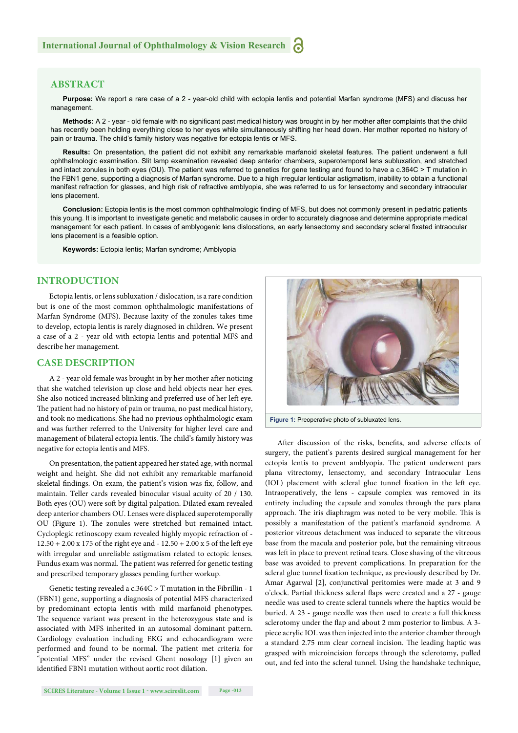## ABSTRACT

**Purpose:** We report a rare case of a 2 - year-old child with ectopia lentis and potential Marfan syndrome (MFS) and discuss her management.

**Methods:** A 2 - year - old female with no significant past medical history was brought in by her mother after complaints that the child has recently been holding everything close to her eyes while simultaneously shifting her head down. Her mother reported no history of pain or trauma. The child's family history was negative for ectopia lentis or MFS.

**Results:** On presentation, the patient did not exhibit any remarkable marfanoid skeletal features. The patient underwent a full ophthalmologic examination. Slit lamp examination revealed deep anterior chambers, superotemporal lens subluxation, and stretched and intact zonules in both eyes (OU). The patient was referred to genetics for gene testing and found to have a c.364C > T mutation in the FBN1 gene, supporting a diagnosis of Marfan syndrome. Due to a high irregular lenticular astigmatism, inability to obtain a functional manifest refraction for glasses, and high risk of refractive amblyopia, she was referred to us for lensectomy and secondary intraocular lens placement.

**Conclusion:** Ectopia lentis is the most common ophthalmologic finding of MFS, but does not commonly present in pediatric patients this young. It is important to investigate genetic and metabolic causes in order to accurately diagnose and determine appropriate medical management for each patient. In cases of amblyogenic lens dislocations, an early lensectomy and secondary scleral fixated intraocular lens placement is a feasible option.

**Keywords:** Ectopia lentis; Marfan syndrome; Amblyopia

## INTRODUCTION

Ectopia lentis, or lens subluxation / dislocation, is a rare condition but is one of the most common ophthalmologic manifestations of Marfan Syndrome (MFS). Because laxity of the zonules takes time to develop, ectopia lentis is rarely diagnosed in children. We present a case of a 2 - year old with ectopia lentis and potential MFS and describe her management.

## CASE DESCRIPTION

A 2 - year old female was brought in by her mother after noticing that she watched television up close and held objects near her eyes. She also noticed increased blinking and preferred use of her left eye. The patient had no history of pain or trauma, no past medical history, and took no medications. She had no previous ophthalmologic exam and was further referred to the University for higher level care and management of bilateral ectopia lentis. The child's family history was negative for ectopia lentis and MFS.

On presentation, the patient appeared her stated age, with normal weight and height. She did not exhibit any remarkable marfanoid skeletal findings. On exam, the patient's vision was fix, follow, and maintain. Teller cards revealed binocular visual acuity of 20 / 130. Both eyes (OU) were soft by digital palpation. Dilated exam revealed deep anterior chambers OU. Lenses were displaced superotemporally OU (Figure 1). The zonules were stretched but remained intact. Cycloplegic retinoscopy exam revealed highly myopic refraction of -12.50 + 2.00 x 175 of the right eye and - 12.50 + 2.00 x 5 of the left eye with irregular and unreliable astigmatism related to ectopic lenses. Fundus exam was normal. The patient was referred for genetic testing and prescribed temporary glasses pending further workup.

Genetic testing revealed a c.364C > T mutation in the Fibrillin - 1 (FBN1) gene, supporting a diagnosis of potential MFS characterized by predominant ectopia lentis with mild marfanoid phenotypes. The sequence variant was present in the heterozygous state and is associated with MFS inherited in an autosomal dominant pattern. Cardiology evaluation including EKG and echocardiogram were performed and found to be normal. The patient met criteria for "potential MFS" under the revised Ghent nosology [1] given an identified FBN1 mutation without aortic root dilation.

**Figure 1:** Preoperative photo of subluxated lens.

After discussion of the risks, benefits, and adverse effects of surgery, the patient's parents desired surgical management for her ectopia lentis to prevent amblyopia. The patient underwent pars plana vitrectomy, lensectomy, and secondary Intraocular Lens (IOL) placement with scleral glue tunnel fixation in the left eye. Intraoperatively, the lens - capsule complex was removed in its entirety including the capsule and zonules through the pars plana approach. The iris diaphragm was noted to be very mobile. This is possibly a manifestation of the patient's marfanoid syndrome. A posterior vitreous detachment was induced to separate the vitreous base from the macula and posterior pole, but the remaining vitreous was left in place to prevent retinal tears. Close shaving of the vitreous base was avoided to prevent complications. In preparation for the scleral glue tunnel fixation technique, as previously described by Dr. Amar Agarwal [2], conjunctival peritomies were made at 3 and 9 o'clock. Partial thickness scleral flaps were created and a 27 - gauge needle was used to create scleral tunnels where the haptics would be buried. A 23 - gauge needle was then used to create a full thickness sclerotomy under the flap and about 2 mm posterior to limbus. A 3-piece acrylic IOL was then injected into the anterior chamber through a standard 2.75 mm clear corneal incision. The leading haptic was grasped with microincision forceps through the sclerotomy, pulled out, and fed into the scleral tunnel. Using the handshake technique,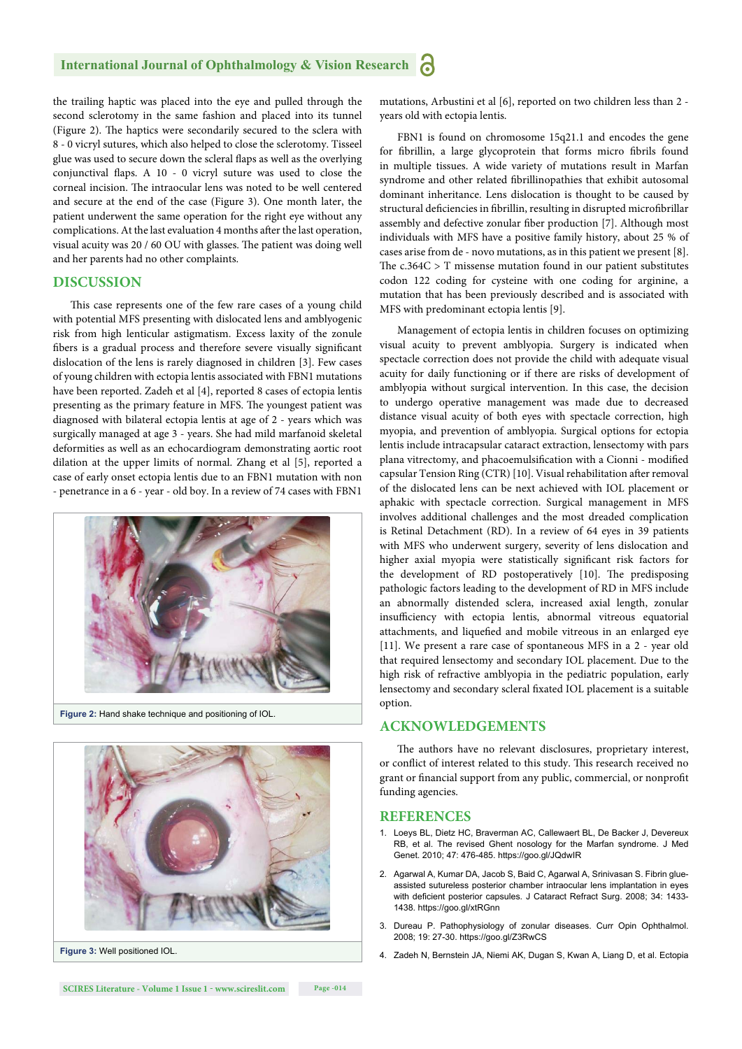the trailing haptic was placed into the eye and pulled through the second sclerotomy in the same fashion and placed into its tunnel (Figure 2). The haptics were secondarily secured to the sclera with 8 - 0 vicryl sutures, which also helped to close the sclerotomy. Tisseel glue was used to secure down the scleral flaps as well as the overlying conjunctival flaps. A 10 - 0 vicryl suture was used to close the corneal incision. The intraocular lens was noted to be well centered and secure at the end of the case (Figure 3). One month later, the patient underwent the same operation for the right eye without any complications. At the last evaluation 4 months after the last operation, visual acuity was 20 / 60 OU with glasses. The patient was doing well and her parents had no other complaints.

## DISCUSSION

This case represents one of the few rare cases of a young child with potential MFS presenting with dislocated lens and amblyogenic risk from high lenticular astigmatism. Excess laxity of the zonule fibers is a gradual process and therefore severe visually significant dislocation of the lens is rarely diagnosed in children [3]. Few cases of young children with ectopia lentis associated with FBN1 mutations have been reported. Zadeh et al [4], reported 8 cases of ectopia lentis presenting as the primary feature in MFS. The youngest patient was diagnosed with bilateral ectopia lentis at age of 2 - years which was surgically managed at age 3 - years. She had mild marfanoid skeletal deformities as well as an echocardiogram demonstrating aortic root dilation at the upper limits of normal. Zhang et al [5], reported a case of early onset ectopia lentis due to an FBN1 mutation with non - penetrance in a 6 - year - old boy. In a review of 74 cases with FBN1 mutations, Arbustini et al [6], reported on two children less than 2 - years old with ectopia lentis.

Figure 2: Hand shake technique and positioning of IOL.

Figure 3: Well positioned IOL.

FBN1 is found on chromosome 15q21.1 and encodes the gene for fibrillin, a large glycoprotein that forms micro fibrils found in multiple tissues. A wide variety of mutations result in Marfan syndrome and other related fibrillinopathies that exhibit autosomal dominant inheritance. Lens dislocation is thought to be caused by structural deficiencies in fibrillin, resulting in disrupted microfibrillar assembly and defective zonular fiber production [7]. Although most individuals with MFS have a positive family history, about 25 % of cases arise from de - novo mutations, as in this patient we present [8]. The c.364C > T missense mutation found in our patient substitutes codon 122 coding for cysteine with one coding for arginine, a mutation that has been previously described and is associated with MFS with predominant ectopia lentis [9].

Management of ectopia lentis in children focuses on optimizing visual acuity to prevent amblyopia. Surgery is indicated when spectacle correction does not provide the child with adequate visual acuity for daily functioning or if there are risks of development of amblyopia without surgical intervention. In this case, the decision to undergo operative management was made due to decreased distance visual acuity of both eyes with spectacle correction, high myopia, and prevention of amblyopia. Surgical options for ectopia lentis include intracapsular cataract extraction, lensectomy with pars plana vitrectomy, and phacoemulsification with a Cionni - modified capsular Tension Ring (CTR) [10]. Visual rehabilitation after removal of the dislocated lens can be next achieved with IOL placement or aphakic with spectacle correction. Surgical management in MFS involves additional challenges and the most dreaded complication is Retinal Detachment (RD). In a review of 64 eyes in 39 patients with MFS who underwent surgery, severity of lens dislocation and higher axial myopia were statistically significant risk factors for the development of RD postoperatively [10]. The predisposing pathologic factors leading to the development of RD in MFS include an abnormally distended sclera, increased axial length, zonular insufficiency with ectopia lentis, abnormal vitreous equatorial attachments, and liquefied and mobile vitreous in an enlarged eye [11]. We present a rare case of spontaneous MFS in a 2 - year old that required lensectomy and secondary IOL placement. Due to the high risk of refractive amblyopia in the pediatric population, early lensectomy and secondary scleral fixated IOL placement is a suitable option.

## ACKNOWLEDGEMENTS

The authors have no relevant disclosures, proprietary interest, or conflict of interest related to this study. This research received no grant or financial support from any public, commercial, or nonprofit funding agencies.

## REFERENCES

1. Loeys BL, Dietz HC, Braverman AC, Callewaert BL, De Backer J, Devereux RB, et al. The revised Ghent nosology for the Marfan syndrome. J Med Genet. 2010; 47: 476-485. https://goo.gl/JQdwIR
2. Agarwal A, Kumar DA, Jacob S, Baid C, Agarwal A, Srinivasan S. Fibrin glue-assisted sutureless posterior chamber intraocular lens implantation in eyes with deficient posterior capsules. J Cataract Refract Surg. 2008; 34: 1433-1438. https://goo.gl/xtRGnn
3. Dureau P. Pathophysiology of zonular diseases. Curr Opin Ophthalmol. 2008; 19: 27-30. https://goo.gl/Z3RwCS
4. Zadeh N, Bernstein JA, Niemi AK, Dugan S, Kwan A, Liang D, et al. Ectopia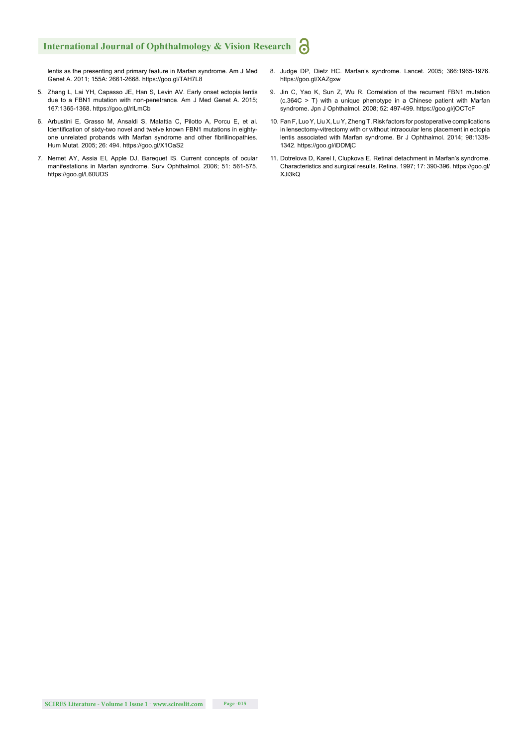lentis as the presenting and primary feature in Marfan syndrome. Am J Med Genet A. 2011; 155A: 2661-2668. https://goo.gl/TAH7L8

5. Zhang L, Lai YH, Capasso JE, Han S, Levin AV. Early onset ectopia lentis due to a FBN1 mutation with non-penetrance. Am J Med Genet A. 2015; 167:1365-1368. https://goo.gl/rILmCb

6. Arbustini E, Grasso M, Ansaldi S, Malattia C, Pilotto A, Porcu E, et al. Identification of sixty-two novel and twelve known FBN1 mutations in eighty-one unrelated probands with Marfan syndrome and other fibrillinopathies. Hum Mutat. 2005; 26: 494. https://goo.gl/X1OaS2

7. Nemet AY, Assia EI, Apple DJ, Barequet IS. Current concepts of ocular manifestations in Marfan syndrome. Surv Ophthalmol. 2006; 51: 561-575. https://goo.gl/L60UDS

8. Judge DP, Dietz HC. Marfan's syndrome. Lancet. 2005; 366:1965-1976. https://goo.gl/XAZgxw

9. Jin C, Yao K, Sun Z, Wu R. Correlation of the recurrent FBN1 mutation (c.364C > T) with a unique phenotype in a Chinese patient with Marfan syndrome. Jpn J Ophthalmol. 2008; 52: 497-499. https://goo.gl/jOCTcF

10. Fan F, Luo Y, Liu X, Lu Y, Zheng T. Risk factors for postoperative complications in lensectomy-vitrectomy with or without intraocular lens placement in ectopia lentis associated with Marfan syndrome. Br J Ophthalmol. 2014; 98:1338-1342. https://goo.gl/iDDMjC

11. Dotrelova D, Karel I, Clupkova E. Retinal detachment in Marfan's syndrome. Characteristics and surgical results. Retina. 1997; 17: 390-396. https://goo.gl/XJi3kQ